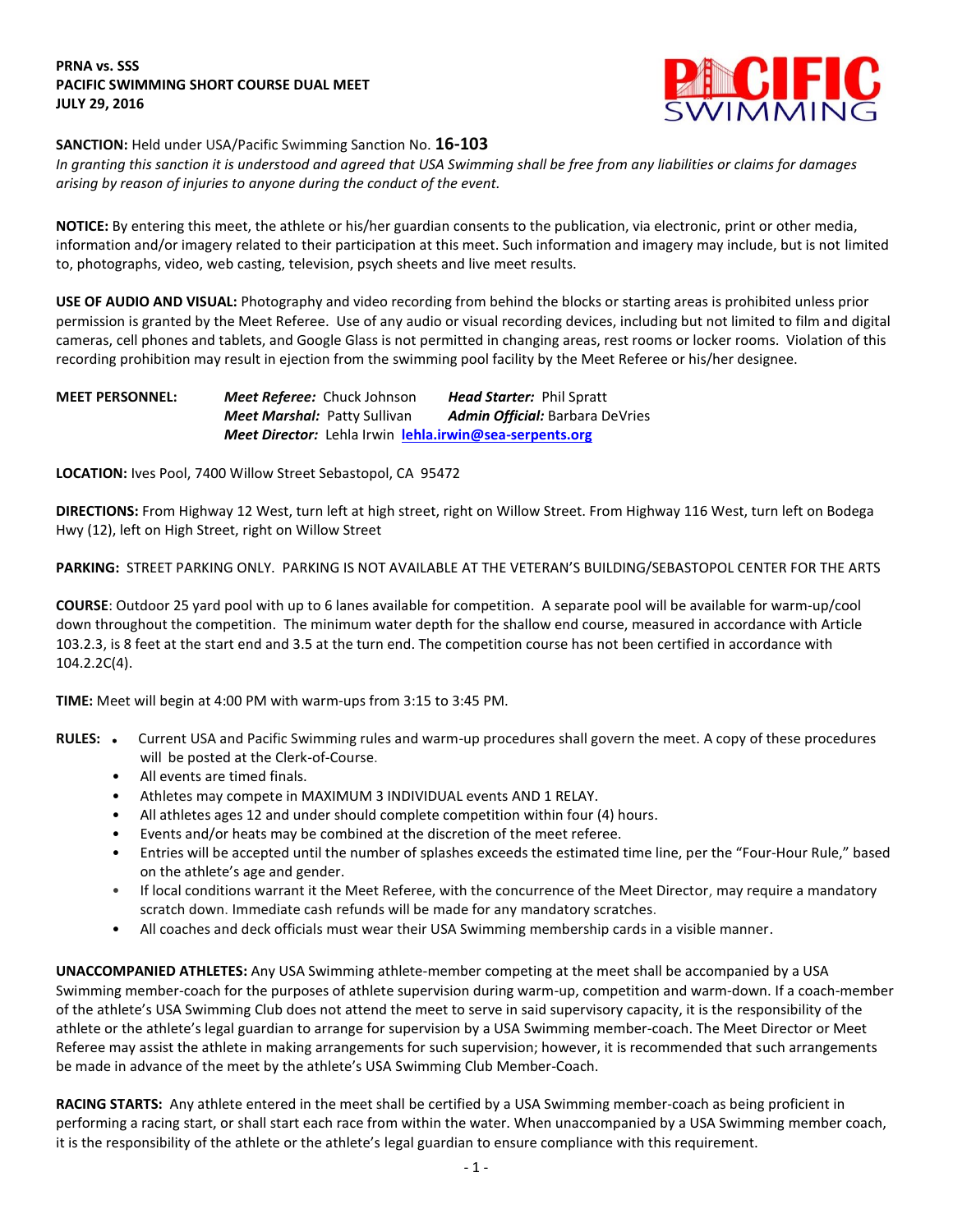**PRNA vs. SSS**
**PACIFIC SWIMMING SHORT COURSE DUAL MEET**
**JULY 29, 2016**

**SANCTION:** Held under USA/Pacific Swimming Sanction No. **16-103**
*In granting this sanction it is understood and agreed that USA Swimming shall be free from any liabilities or claims for damages arising by reason of injuries to anyone during the conduct of the event.*

**NOTICE:** By entering this meet, the athlete or his/her guardian consents to the publication, via electronic, print or other media, information and/or imagery related to their participation at this meet. Such information and imagery may include, but is not limited to, photographs, video, web casting, television, psych sheets and live meet results.

**USE OF AUDIO AND VISUAL:** Photography and video recording from behind the blocks or starting areas is prohibited unless prior permission is granted by the Meet Referee. Use of any audio or visual recording devices, including but not limited to film and digital cameras, cell phones and tablets, and Google Glass is not permitted in changing areas, rest rooms or locker rooms. Violation of this recording prohibition may result in ejection from the swimming pool facility by the Meet Referee or his/her designee.

**MEET PERSONNEL:**
***Meet Referee:*** Chuck Johnson ***Head Starter:*** Phil Spratt
***Meet Marshal:*** Patty Sullivan ***Admin Official:*** Barbara DeVries
***Meet Director:*** Lehla Irwin **lehla.irwin@sea-serpents.org**

**LOCATION:** Ives Pool, 7400 Willow Street Sebastopol, CA 95472

**DIRECTIONS:** From Highway 12 West, turn left at high street, right on Willow Street. From Highway 116 West, turn left on Bodega Hwy (12), left on High Street, right on Willow Street

**PARKING:** STREET PARKING ONLY. PARKING IS NOT AVAILABLE AT THE VETERAN'S BUILDING/SEBASTOPOL CENTER FOR THE ARTS

**COURSE**: Outdoor 25 yard pool with up to 6 lanes available for competition. A separate pool will be available for warm-up/cool down throughout the competition. The minimum water depth for the shallow end course, measured in accordance with Article 103.2.3, is 8 feet at the start end and 3.5 at the turn end. The competition course has not been certified in accordance with 104.2.2C(4).

**TIME:** Meet will begin at 4:00 PM with warm-ups from 3:15 to 3:45 PM.

**RULES:**
- Current USA and Pacific Swimming rules and warm-up procedures shall govern the meet. A copy of these procedures will be posted at the Clerk-of-Course.
- All events are timed finals.
- Athletes may compete in MAXIMUM 3 INDIVIDUAL events AND 1 RELAY.
- All athletes ages 12 and under should complete competition within four (4) hours.
- Events and/or heats may be combined at the discretion of the meet referee.
- Entries will be accepted until the number of splashes exceeds the estimated time line, per the "Four-Hour Rule," based on the athlete's age and gender.
- If local conditions warrant it the Meet Referee, with the concurrence of the Meet Director, may require a mandatory scratch down. Immediate cash refunds will be made for any mandatory scratches.
- All coaches and deck officials must wear their USA Swimming membership cards in a visible manner.

**UNACCOMPANIED ATHLETES:** Any USA Swimming athlete-member competing at the meet shall be accompanied by a USA Swimming member-coach for the purposes of athlete supervision during warm-up, competition and warm-down. If a coach-member of the athlete's USA Swimming Club does not attend the meet to serve in said supervisory capacity, it is the responsibility of the athlete or the athlete's legal guardian to arrange for supervision by a USA Swimming member-coach. The Meet Director or Meet Referee may assist the athlete in making arrangements for such supervision; however, it is recommended that such arrangements be made in advance of the meet by the athlete's USA Swimming Club Member-Coach.

**RACING STARTS:** Any athlete entered in the meet shall be certified by a USA Swimming member-coach as being proficient in performing a racing start, or shall start each race from within the water. When unaccompanied by a USA Swimming member coach, it is the responsibility of the athlete or the athlete's legal guardian to ensure compliance with this requirement.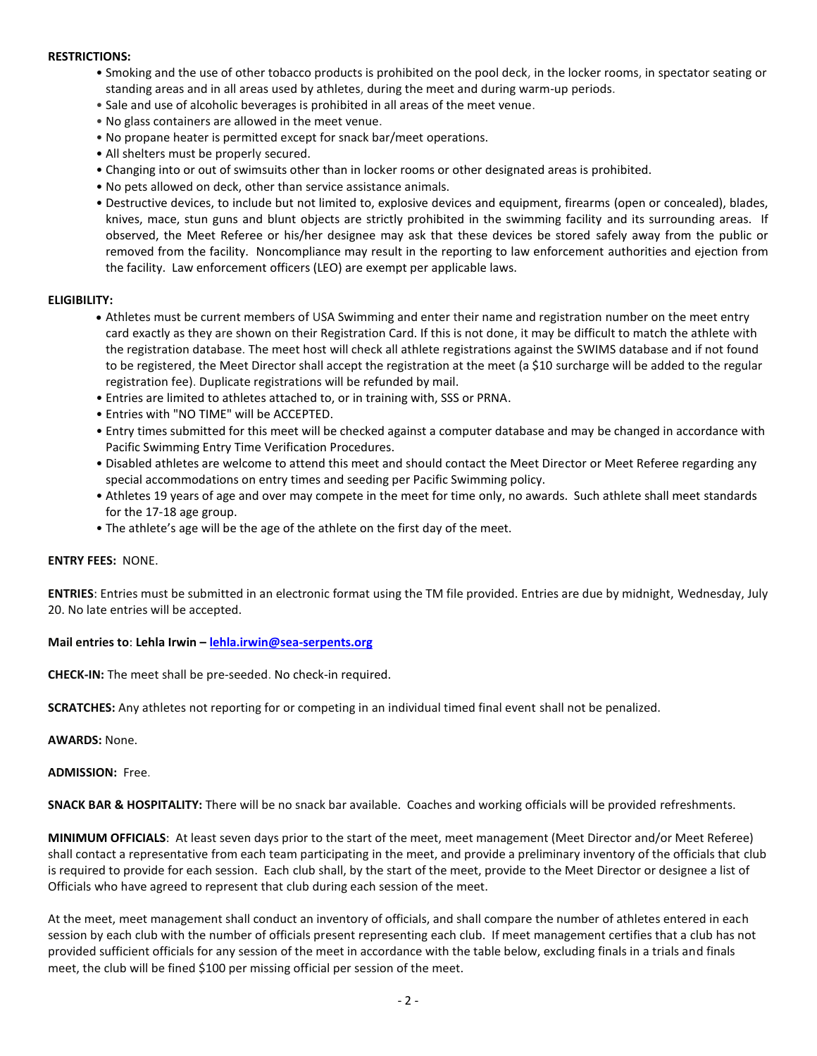**RESTRICTIONS:**

- Smoking and the use of other tobacco products is prohibited on the pool deck, in the locker rooms, in spectator seating or standing areas and in all areas used by athletes, during the meet and during warm-up periods.
- Sale and use of alcoholic beverages is prohibited in all areas of the meet venue.
- No glass containers are allowed in the meet venue.
- No propane heater is permitted except for snack bar/meet operations.
- All shelters must be properly secured.
- Changing into or out of swimsuits other than in locker rooms or other designated areas is prohibited.
- No pets allowed on deck, other than service assistance animals.
- Destructive devices, to include but not limited to, explosive devices and equipment, firearms (open or concealed), blades, knives, mace, stun guns and blunt objects are strictly prohibited in the swimming facility and its surrounding areas. If observed, the Meet Referee or his/her designee may ask that these devices be stored safely away from the public or removed from the facility. Noncompliance may result in the reporting to law enforcement authorities and ejection from the facility. Law enforcement officers (LEO) are exempt per applicable laws.

**ELIGIBILITY:**

- Athletes must be current members of USA Swimming and enter their name and registration number on the meet entry card exactly as they are shown on their Registration Card. If this is not done, it may be difficult to match the athlete with the registration database. The meet host will check all athlete registrations against the SWIMS database and if not found to be registered, the Meet Director shall accept the registration at the meet (a $10 surcharge will be added to the regular registration fee). Duplicate registrations will be refunded by mail.
- Entries are limited to athletes attached to, or in training with, SSS or PRNA.
- Entries with "NO TIME" will be ACCEPTED.
- Entry times submitted for this meet will be checked against a computer database and may be changed in accordance with Pacific Swimming Entry Time Verification Procedures.
- Disabled athletes are welcome to attend this meet and should contact the Meet Director or Meet Referee regarding any special accommodations on entry times and seeding per Pacific Swimming policy.
- Athletes 19 years of age and over may compete in the meet for time only, no awards. Such athlete shall meet standards for the 17-18 age group.
- The athlete's age will be the age of the athlete on the first day of the meet.

**ENTRY FEES:** NONE.

**ENTRIES**: Entries must be submitted in an electronic format using the TM file provided. Entries are due by midnight, Wednesday, July 20. No late entries will be accepted.

**Mail entries to**: **Lehla Irwin – lehla.irwin@sea-serpents.org**

**CHECK-IN:** The meet shall be pre-seeded. No check-in required.

**SCRATCHES:** Any athletes not reporting for or competing in an individual timed final event shall not be penalized.

**AWARDS:** None.

**ADMISSION:** Free.

**SNACK BAR & HOSPITALITY:** There will be no snack bar available. Coaches and working officials will be provided refreshments.

**MINIMUM OFFICIALS**: At least seven days prior to the start of the meet, meet management (Meet Director and/or Meet Referee) shall contact a representative from each team participating in the meet, and provide a preliminary inventory of the officials that club is required to provide for each session. Each club shall, by the start of the meet, provide to the Meet Director or designee a list of Officials who have agreed to represent that club during each session of the meet.

At the meet, meet management shall conduct an inventory of officials, and shall compare the number of athletes entered in each session by each club with the number of officials present representing each club. If meet management certifies that a club has not provided sufficient officials for any session of the meet in accordance with the table below, excluding finals in a trials and finals meet, the club will be fined $100 per missing official per session of the meet.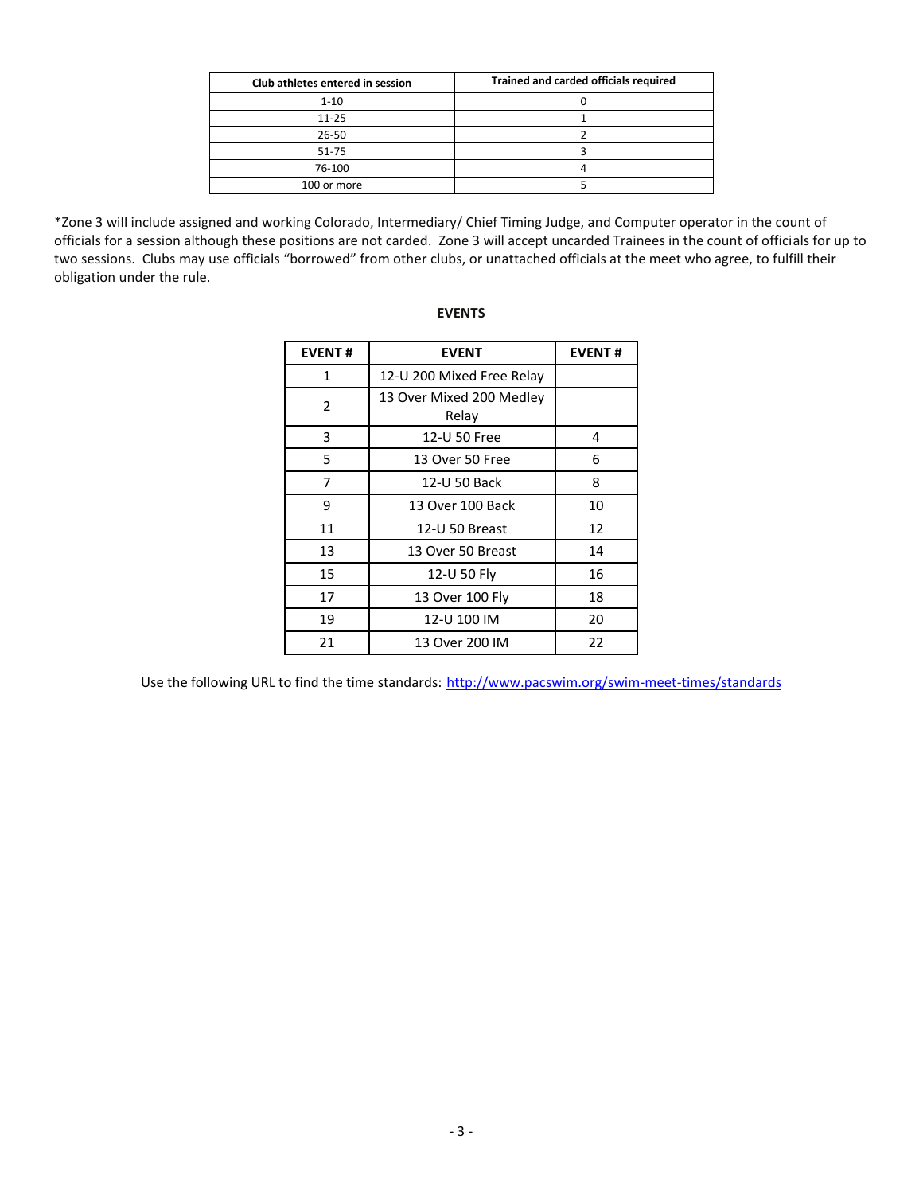| Club athletes entered in session | Trained and carded officials required |
|---|---|
| 1-10 | 0 |
| 11-25 | 1 |
| 26-50 | 2 |
| 51-75 | 3 |
| 76-100 | 4 |
| 100 or more | 5 |

*Zone 3 will include assigned and working Colorado, Intermediary/ Chief Timing Judge, and Computer operator in the count of officials for a session although these positions are not carded. Zone 3 will accept uncarded Trainees in the count of officials for up to two sessions. Clubs may use officials "borrowed" from other clubs, or unattached officials at the meet who agree, to fulfill their obligation under the rule.

**EVENTS**

| EVENT # | EVENT | EVENT # |
|---|---|---|
| 1 | 12-U 200 Mixed Free Relay | |
| 2 | 13 Over Mixed 200 Medley Relay | |
| 3 | 12-U 50 Free | 4 |
| 5 | 13 Over 50 Free | 6 |
| 7 | 12-U 50 Back | 8 |
| 9 | 13 Over 100 Back | 10 |
| 11 | 12-U 50 Breast | 12 |
| 13 | 13 Over 50 Breast | 14 |
| 15 | 12-U 50 Fly | 16 |
| 17 | 13 Over 100 Fly | 18 |
| 19 | 12-U 100 IM | 20 |
| 21 | 13 Over 200 IM | 22 |

Use the following URL to find the time standards: http://www.pacswim.org/swim-meet-times/standards